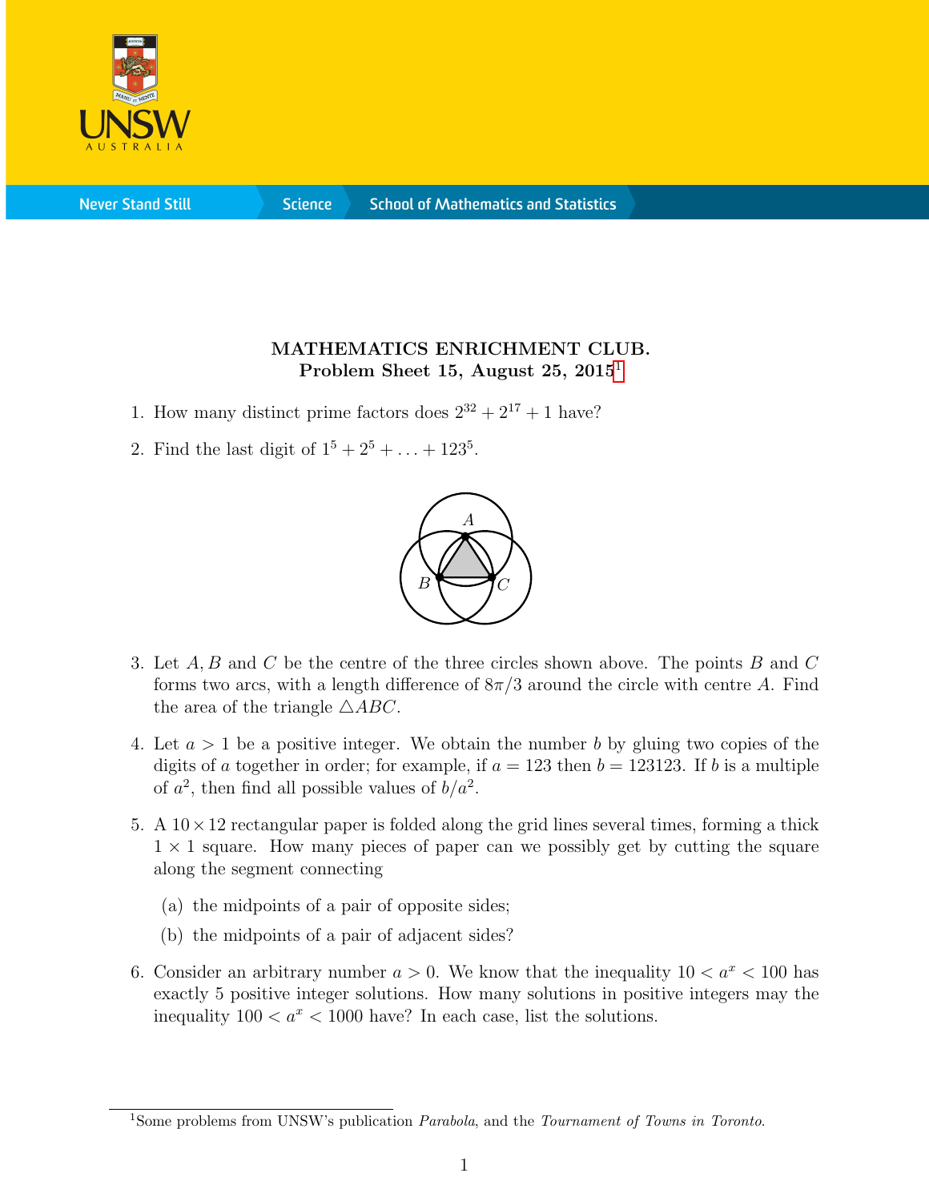# MATHEMATICS ENRICHMENT CLUB.

**Problem Sheet 15, August 25, 2015**[1]

1. How many distinct prime factors does $2^{32} + 2^{17} + 1$ have?

2. Find the last digit of $1^5 + 2^5 + \ldots + 123^5$.

3. Let $A, B$ and $C$ be the centre of the three circles shown above. The points $B$ and $C$ forms two arcs, with a length difference of $8\pi/3$ around the circle with centre $A$. Find the area of the triangle $\triangle ABC$.

4. Let $a > 1$ be a positive integer. We obtain the number $b$ by gluing two copies of the digits of $a$ together in order; for example, if $a = 123$ then $b = 123123$. If $b$ is a multiple of $a^2$, then find all possible values of $b/a^2$.

5. A $10 \times 12$ rectangular paper is folded along the grid lines several times, forming a thick $1 \times 1$ square. How many pieces of paper can we possibly get by cutting the square along the segment connecting

   (a) the midpoints of a pair of opposite sides;

   (b) the midpoints of a pair of adjacent sides?

6. Consider an arbitrary number $a > 0$. We know that the inequality $10 < a^x < 100$ has exactly 5 positive integer solutions. How many solutions in positive integers may the inequality $100 < a^x < 1000$ have? In each case, list the solutions.

---

[1]Some problems from UNSW's publication *Parabola*, and the *Tournament of Towns in Toronto*.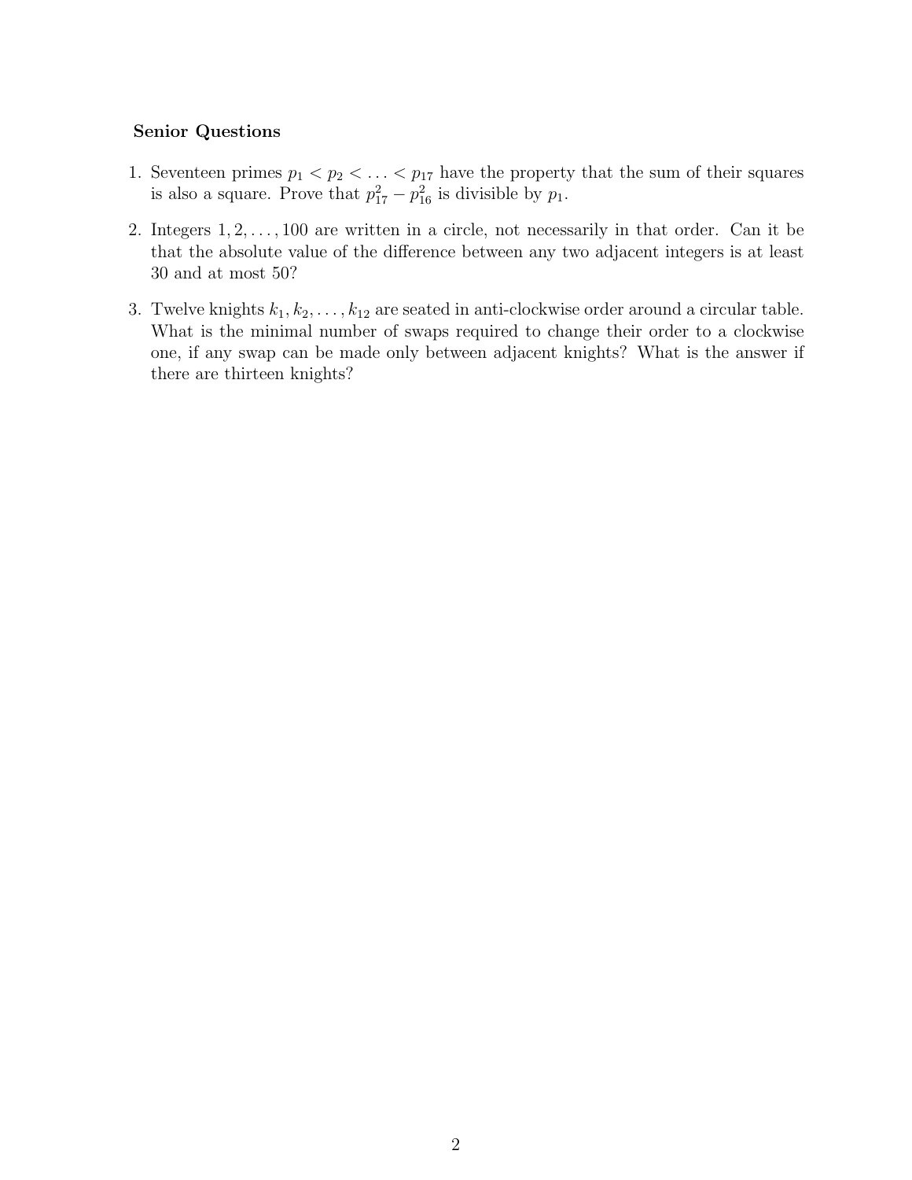**Senior Questions**

1. Seventeen primes $p_1 < p_2 < \ldots < p_{17}$ have the property that the sum of their squares is also a square. Prove that $p_{17}^2 - p_{16}^2$ is divisible by $p_1$.

2. Integers $1, 2, \ldots, 100$ are written in a circle, not necessarily in that order. Can it be that the absolute value of the difference between any two adjacent integers is at least 30 and at most 50?

3. Twelve knights $k_1, k_2, \ldots, k_{12}$ are seated in anti-clockwise order around a circular table. What is the minimal number of swaps required to change their order to a clockwise one, if any swap can be made only between adjacent knights? What is the answer if there are thirteen knights?